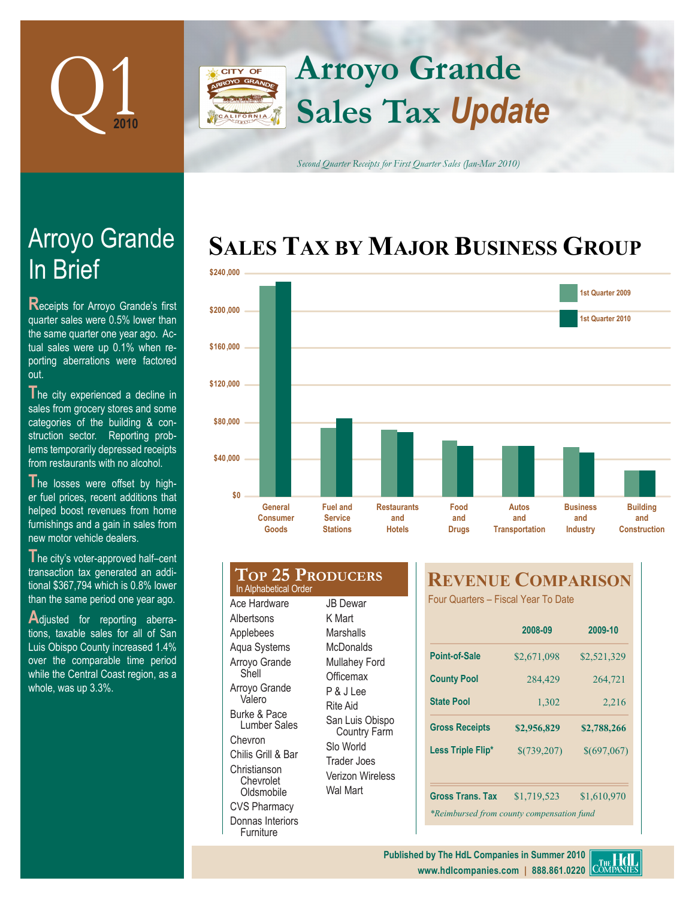# Q1 2010

# Arroyo Grande Sales Tax *Update*

*Second Quarter Receipts for First Quarter Sales (Jan-Mar 2010)*

## Arroyo Grande In Brief

Receipts for Arroyo Grande's first quarter sales were 0.5% lower than the same quarter one year ago. Actual sales were up 0.1% when reporting aberrations were factored out.

The city experienced a decline in sales from grocery stores and some categories of the building & construction sector. Reporting problems temporarily depressed receipts from restaurants with no alcohol.

The losses were offset by higher fuel prices, recent additions that helped boost revenues from home furnishings and a gain in sales from new motor vehicle dealers.

The city's voter-approved half–cent transaction tax generated an additional $367,794 which is 0.8% lower than the same period one year ago.

Adjusted for reporting aberrations, taxable sales for all of San Luis Obispo County increased 1.4% over the comparable time period while the Central Coast region, as a whole, was up 3.3%.

## Sales Tax by Major Business Group

Legend: 1st Quarter 2009, 1st Quarter 2010

Categories: General Consumer Goods; Fuel and Service Stations; Restaurants and Hotels; Food and Drugs; Autos and Transportation; Business and Industry; Building and Construction

Axis: $0 – $240,000

## Top 25 Producers

In Alphabetical Order

- Ace Hardware
- Albertsons
- Applebees
- Aqua Systems
- Arroyo Grande Shell
- Arroyo Grande Valero
- Burke & Pace Lumber Sales
- Chevron
- Chilis Grill & Bar
- Christianson Chevrolet Oldsmobile
- CVS Pharmacy
- Donnas Interiors Furniture
- JB Dewar
- K Mart
- Marshalls
- McDonalds
- Mullahey Ford
- Officemax
- P & J Lee
- Rite Aid
- San Luis Obispo Country Farm
- Slo World
- Trader Joes
- Verizon Wireless
- Wal Mart

## Revenue Comparison

Four Quarters – Fiscal Year To Date

| | 2008-09 | 2009-10 |
|---|---|---|
| Point-of-Sale | $2,671,098 | $2,521,329 |
| County Pool | 284,429 | 264,721 |
| State Pool | 1,302 | 2,216 |
| **Gross Receipts** | **$2,956,829** | **$2,788,266** |
| Less Triple Flip* | $(739,207) | $(697,067) |
| Gross Trans. Tax | $1,719,523 | $1,610,970 |

*\*Reimbursed from county compensation fund*

Published by The HdL Companies in Summer 2010
www.hdlcompanies.com | 888.861.0220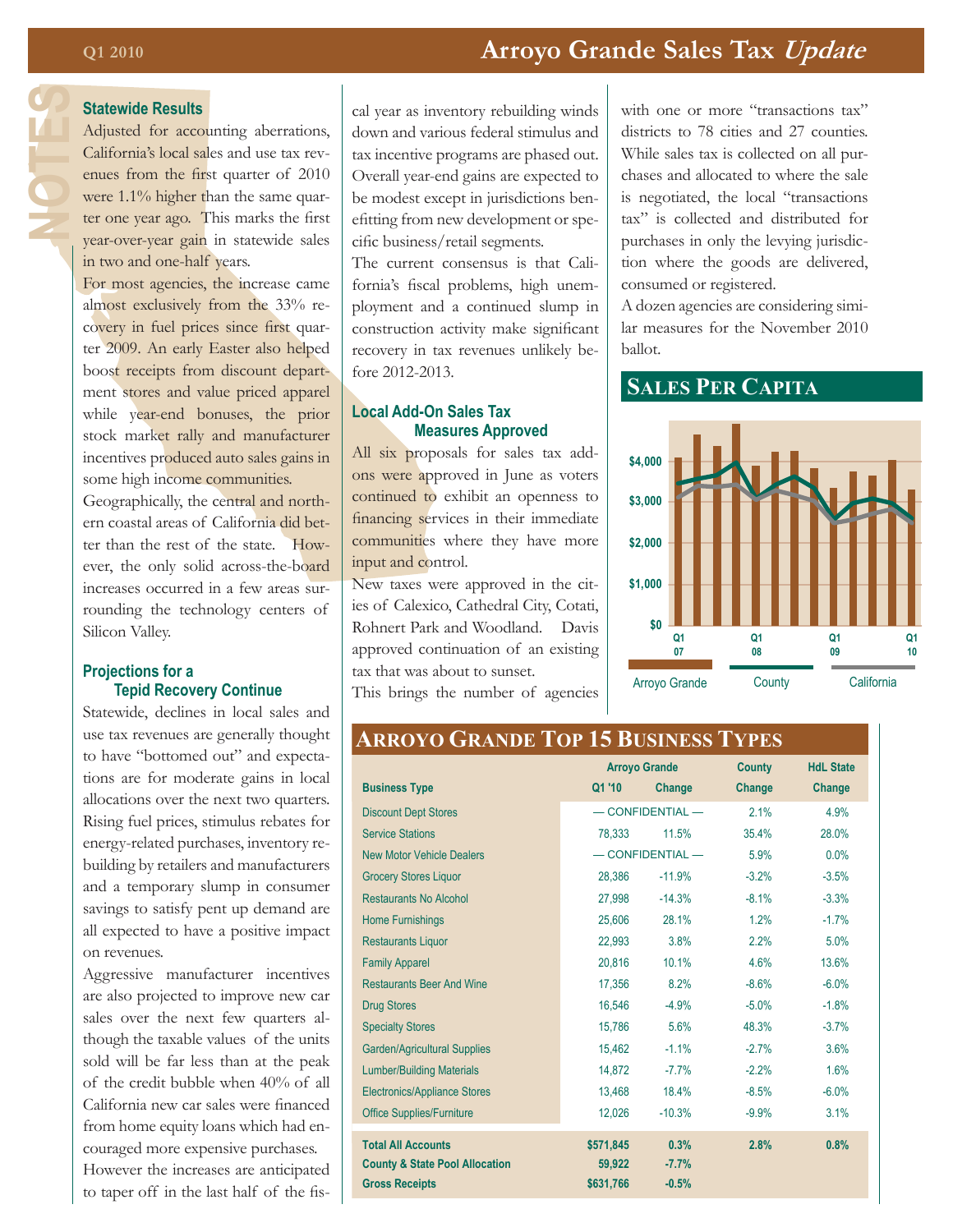# Arroyo Grande Sales Tax *Update*

Q1 2010

NOTES

## Statewide Results

Adjusted for accounting aberrations, California's local sales and use tax revenues from the first quarter of 2010 were 1.1% higher than the same quarter one year ago. This marks the first year-over-year gain in statewide sales in two and one-half years.

For most agencies, the increase came almost exclusively from the 33% recovery in fuel prices since first quarter 2009. An early Easter also helped boost receipts from discount department stores and value priced apparel while year-end bonuses, the prior stock market rally and manufacturer incentives produced auto sales gains in some high income communities.

Geographically, the central and northern coastal areas of California did better than the rest of the state. However, the only solid across-the-board increases occurred in a few areas surrounding the technology centers of Silicon Valley.

## Projections for a Tepid Recovery Continue

Statewide, declines in local sales and use tax revenues are generally thought to have "bottomed out" and expectations are for moderate gains in local allocations over the next two quarters. Rising fuel prices, stimulus rebates for energy-related purchases, inventory rebuilding by retailers and manufacturers and a temporary slump in consumer savings to satisfy pent up demand are all expected to have a positive impact on revenues.

Aggressive manufacturer incentives are also projected to improve new car sales over the next few quarters although the taxable values of the units sold will be far less than at the peak of the credit bubble when 40% of all California new car sales were financed from home equity loans which had encouraged more expensive purchases.

However the increases are anticipated to taper off in the last half of the fiscal year as inventory rebuilding winds down and various federal stimulus and tax incentive programs are phased out. Overall year-end gains are expected to be modest except in jurisdictions benefitting from new development or specific business/retail segments.

The current consensus is that California's fiscal problems, high unemployment and a continued slump in construction activity make significant recovery in tax revenues unlikely before 2012-2013.

## Local Add-On Sales Tax Measures Approved

All six proposals for sales tax addons were approved in June as voters continued to exhibit an openness to financing services in their immediate communities where they have more input and control.

New taxes were approved in the cities of Calexico, Cathedral City, Cotati, Rohnert Park and Woodland. Davis approved continuation of an existing tax that was about to sunset.

This brings the number of agencies with one or more "transactions tax" districts to 78 cities and 27 counties. While sales tax is collected on all purchases and allocated to where the sale is negotiated, the local "transactions tax" is collected and distributed for purchases in only the levying jurisdiction where the goods are delivered, consumed or registered.

A dozen agencies are considering similar measures for the November 2010 ballot.

## Sales Per Capita

$4,000
$3,000
$2,000
$1,000
$0
Q1 07
Q1 08
Q1 09
Q1 10
Arroyo Grande
County
California

## Arroyo Grande Top 15 Business Types

| | Arroyo Grande | | County | HdL State |
|---|---|---|---|---|
| **Business Type** | **Q1 '10** | **Change** | **Change** | **Change** |
| Discount Dept Stores | — CONFIDENTIAL — | | 2.1% | 4.9% |
| Service Stations | 78,333 | 11.5% | 35.4% | 28.0% |
| New Motor Vehicle Dealers | — CONFIDENTIAL — | | 5.9% | 0.0% |
| Grocery Stores Liquor | 28,386 | -11.9% | -3.2% | -3.5% |
| Restaurants No Alcohol | 27,998 | -14.3% | -8.1% | -3.3% |
| Home Furnishings | 25,606 | 28.1% | 1.2% | -1.7% |
| Restaurants Liquor | 22,993 | 3.8% | 2.2% | 5.0% |
| Family Apparel | 20,816 | 10.1% | 4.6% | 13.6% |
| Restaurants Beer And Wine | 17,356 | 8.2% | -8.6% | -6.0% |
| Drug Stores | 16,546 | -4.9% | -5.0% | -1.8% |
| Specialty Stores | 15,786 | 5.6% | 48.3% | -3.7% |
| Garden/Agricultural Supplies | 15,462 | -1.1% | -2.7% | 3.6% |
| Lumber/Building Materials | 14,872 | -7.7% | -2.2% | 1.6% |
| Electronics/Appliance Stores | 13,468 | 18.4% | -8.5% | -6.0% |
| Office Supplies/Furniture | 12,026 | -10.3% | -9.9% | 3.1% |
| **Total All Accounts** | **$571,845** | **0.3%** | **2.8%** | **0.8%** |
| **County & State Pool Allocation** | **59,922** | **-7.7%** | | |
| **Gross Receipts** | **$631,766** | **-0.5%** | | |